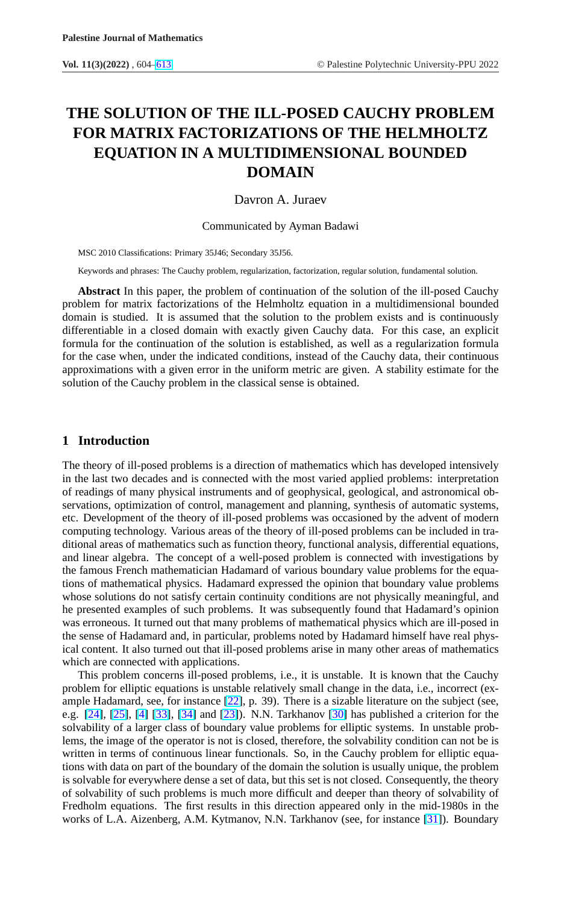# THE SOLUTION OF THE ILL-POSED CAUCHY PROBLEM FOR MATRIX FACTORIZATIONS OF THE HELMHOLTZ EQUATION IN A MULTIDIMENSIONAL BOUNDED DOMAIN

Davron A. Juraev

Communicated by Ayman Badawi

MSC 2010 Classifications: Primary 35J46; Secondary 35J56.

Keywords and phrases: The Cauchy problem, regularization, factorization, regular solution, fundamental solution.

**Abstract** In this paper, the problem of continuation of the solution of the ill-posed Cauchy problem for matrix factorizations of the Helmholtz equation in a multidimensional bounded domain is studied. It is assumed that the solution to the problem exists and is continuously differentiable in a closed domain with exactly given Cauchy data. For this case, an explicit formula for the continuation of the solution is established, as well as a regularization formula for the case when, under the indicated conditions, instead of the Cauchy data, their continuous approximations with a given error in the uniform metric are given. A stability estimate for the solution of the Cauchy problem in the classical sense is obtained.

## 1 Introduction

The theory of ill-posed problems is a direction of mathematics which has developed intensively in the last two decades and is connected with the most varied applied problems: interpretation of readings of many physical instruments and of geophysical, geological, and astronomical observations, optimization of control, management and planning, synthesis of automatic systems, etc. Development of the theory of ill-posed problems was occasioned by the advent of modern computing technology. Various areas of the theory of ill-posed problems can be included in traditional areas of mathematics such as function theory, functional analysis, differential equations, and linear algebra. The concept of a well-posed problem is connected with investigations by the famous French mathematician Hadamard of various boundary value problems for the equations of mathematical physics. Hadamard expressed the opinion that boundary value problems whose solutions do not satisfy certain continuity conditions are not physically meaningful, and he presented examples of such problems. It was subsequently found that Hadamard's opinion was erroneous. It turned out that many problems of mathematical physics which are ill-posed in the sense of Hadamard and, in particular, problems noted by Hadamard himself have real physical content. It also turned out that ill-posed problems arise in many other areas of mathematics which are connected with applications.

This problem concerns ill-posed problems, i.e., it is unstable. It is known that the Cauchy problem for elliptic equations is unstable relatively small change in the data, i.e., incorrect (example Hadamard, see, for instance [22], p. 39). There is a sizable literature on the subject (see, e.g. [24], [25], [4] [33], [34] and [23]). N.N. Tarkhanov [30] has published a criterion for the solvability of a larger class of boundary value problems for elliptic systems. In unstable problems, the image of the operator is not is closed, therefore, the solvability condition can not be is written in terms of continuous linear functionals. So, in the Cauchy problem for elliptic equations with data on part of the boundary of the domain the solution is usually unique, the problem is solvable for everywhere dense a set of data, but this set is not closed. Consequently, the theory of solvability of such problems is much more difficult and deeper than theory of solvability of Fredholm equations. The first results in this direction appeared only in the mid-1980s in the works of L.A. Aizenberg, A.M. Kytmanov, N.N. Tarkhanov (see, for instance [31]). Boundary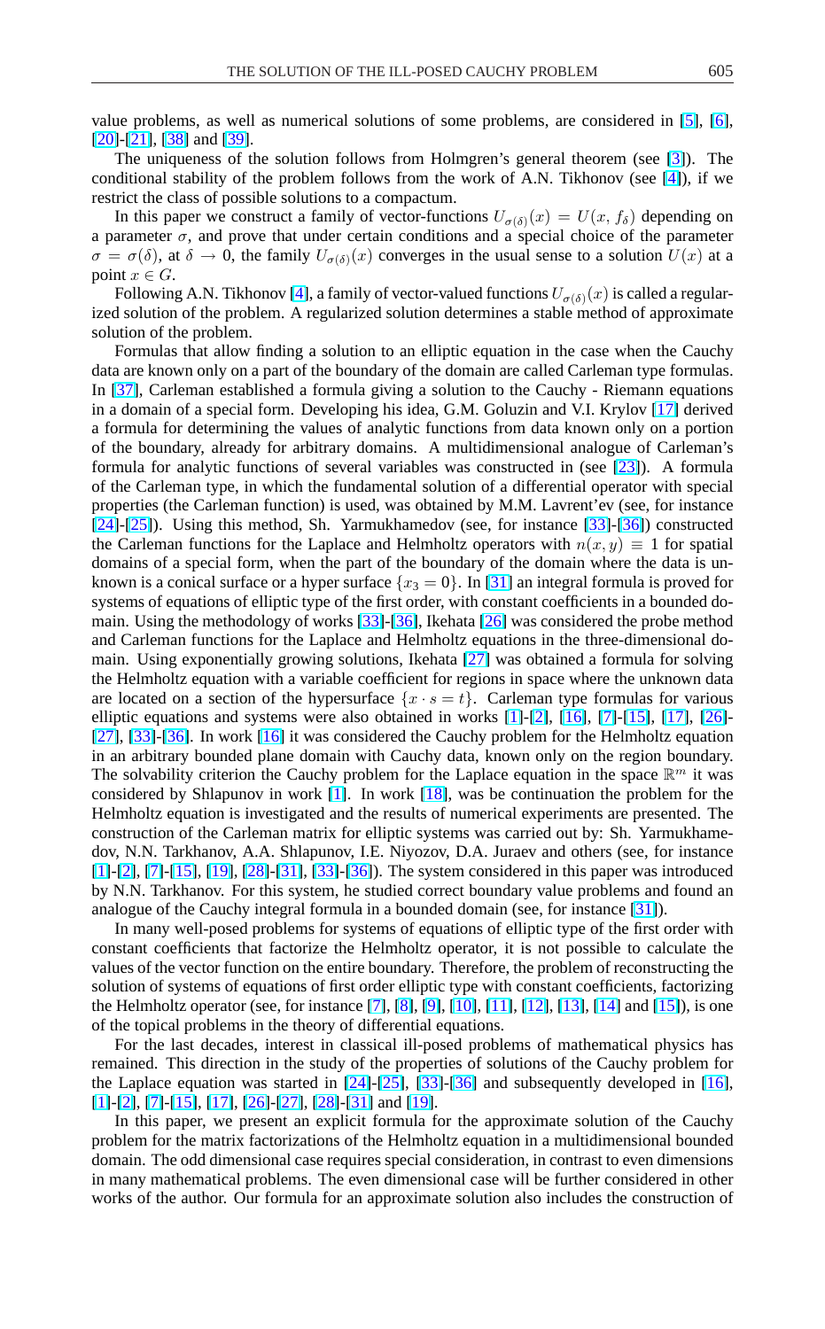value problems, as well as numerical solutions of some problems, are considered in [5], [6], [20]-[21], [38] and [39].

The uniqueness of the solution follows from Holmgren's general theorem (see [3]). The conditional stability of the problem follows from the work of A.N. Tikhonov (see [4]), if we restrict the class of possible solutions to a compactum.

In this paper we construct a family of vector-functions $U_{\sigma(\delta)}(x) = U(x, f_\delta)$ depending on a parameter $\sigma$, and prove that under certain conditions and a special choice of the parameter $\sigma = \sigma(\delta)$, at $\delta \to 0$, the family $U_{\sigma(\delta)}(x)$ converges in the usual sense to a solution $U(x)$ at a point $x \in G$.

Following A.N. Tikhonov [4], a family of vector-valued functions $U_{\sigma(\delta)}(x)$ is called a regularized solution of the problem. A regularized solution determines a stable method of approximate solution of the problem.

Formulas that allow finding a solution to an elliptic equation in the case when the Cauchy data are known only on a part of the boundary of the domain are called Carleman type formulas. In [37], Carleman established a formula giving a solution to the Cauchy - Riemann equations in a domain of a special form. Developing his idea, G.M. Goluzin and V.I. Krylov [17] derived a formula for determining the values of analytic functions from data known only on a portion of the boundary, already for arbitrary domains. A multidimensional analogue of Carleman's formula for analytic functions of several variables was constructed in (see [23]). A formula of the Carleman type, in which the fundamental solution of a differential operator with special properties (the Carleman function) is used, was obtained by M.M. Lavrent'ev (see, for instance [24]-[25]). Using this method, Sh. Yarmukhamedov (see, for instance [33]-[36]) constructed the Carleman functions for the Laplace and Helmholtz operators with $n(x, y) \equiv 1$ for spatial domains of a special form, when the part of the boundary of the domain where the data is unknown is a conical surface or a hyper surface $\{x_3 = 0\}$. In [31] an integral formula is proved for systems of equations of elliptic type of the first order, with constant coefficients in a bounded domain. Using the methodology of works [33]-[36], Ikehata [26] was considered the probe method and Carleman functions for the Laplace and Helmholtz equations in the three-dimensional domain. Using exponentially growing solutions, Ikehata [27] was obtained a formula for solving the Helmholtz equation with a variable coefficient for regions in space where the unknown data are located on a section of the hypersurface $\{x \cdot s = t\}$. Carleman type formulas for various elliptic equations and systems were also obtained in works [1]-[2], [16], [7]-[15], [17], [26]-[27], [33]-[36]. In work [16] it was considered the Cauchy problem for the Helmholtz equation in an arbitrary bounded plane domain with Cauchy data, known only on the region boundary. The solvability criterion the Cauchy problem for the Laplace equation in the space $\mathbb{R}^m$ it was considered by Shlapunov in work [1]. In work [18], was be continuation the problem for the Helmholtz equation is investigated and the results of numerical experiments are presented. The construction of the Carleman matrix for elliptic systems was carried out by: Sh. Yarmukhamedov, N.N. Tarkhanov, A.A. Shlapunov, I.E. Niyozov, D.A. Juraev and others (see, for instance [1]-[2], [7]-[15], [19], [28]-[31], [33]-[36]). The system considered in this paper was introduced by N.N. Tarkhanov. For this system, he studied correct boundary value problems and found an analogue of the Cauchy integral formula in a bounded domain (see, for instance [31]).

In many well-posed problems for systems of equations of elliptic type of the first order with constant coefficients that factorize the Helmholtz operator, it is not possible to calculate the values of the vector function on the entire boundary. Therefore, the problem of reconstructing the solution of systems of equations of first order elliptic type with constant coefficients, factorizing the Helmholtz operator (see, for instance [7], [8], [9], [10], [11], [12], [13], [14] and [15]), is one of the topical problems in the theory of differential equations.

For the last decades, interest in classical ill-posed problems of mathematical physics has remained. This direction in the study of the properties of solutions of the Cauchy problem for the Laplace equation was started in [24]-[25], [33]-[36] and subsequently developed in [16], [1]-[2], [7]-[15], [17], [26]-[27], [28]-[31] and [19].

In this paper, we present an explicit formula for the approximate solution of the Cauchy problem for the matrix factorizations of the Helmholtz equation in a multidimensional bounded domain. The odd dimensional case requires special consideration, in contrast to even dimensions in many mathematical problems. The even dimensional case will be further considered in other works of the author. Our formula for an approximate solution also includes the construction of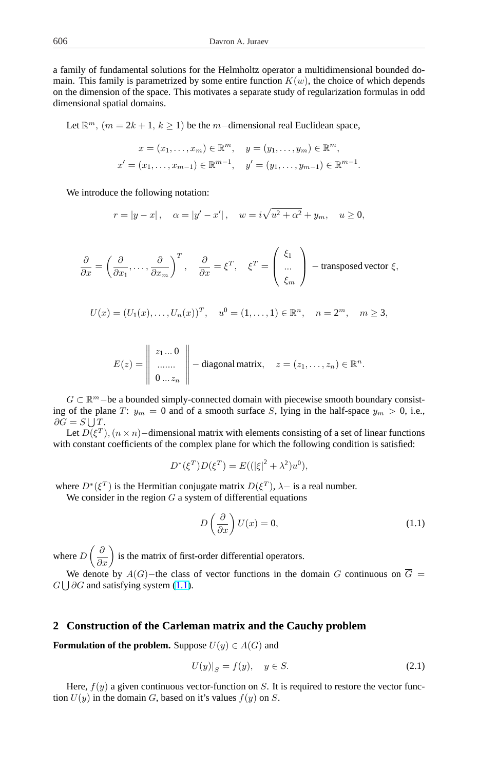a family of fundamental solutions for the Helmholtz operator a multidimensional bounded domain. This family is parametrized by some entire function $K(w)$, the choice of which depends on the dimension of the space. This motivates a separate study of regularization formulas in odd dimensional spatial domains.

Let $\mathbb{R}^m$, $(m = 2k+1,\ k \geq 1)$ be the $m-$dimensional real Euclidean space,

$$x = (x_1, \dots, x_m) \in \mathbb{R}^m, \quad y = (y_1, \dots, y_m) \in \mathbb{R}^m,$$
$$x' = (x_1, \dots, x_{m-1}) \in \mathbb{R}^{m-1}, \quad y' = (y_1, \dots, y_{m-1}) \in \mathbb{R}^{m-1}.$$

We introduce the following notation:

$$r = |y - x|, \quad \alpha = |y' - x'|, \quad w = i\sqrt{u^2 + \alpha^2} + y_m, \quad u \geq 0,$$

$$\frac{\partial}{\partial x} = \left(\frac{\partial}{\partial x_1}, \dots, \frac{\partial}{\partial x_m}\right)^T, \quad \frac{\partial}{\partial x} = \xi^T, \quad \xi^T = \begin{pmatrix} \xi_1 \\ \dots \\ \xi_m \end{pmatrix} \text{ – transposed vector } \xi,$$

$$U(x) = (U_1(x), \dots, U_n(x))^T, \quad u^0 = (1, \dots, 1) \in \mathbb{R}^n, \quad n = 2^m, \quad m \geq 3,$$

$$E(z) = \left\| \begin{matrix} z_1 \dots 0 \\ \dots\dots\dots \\ 0 \dots z_n \end{matrix} \right\| \text{ – diagonal matrix}, \quad z = (z_1, \dots, z_n) \in \mathbb{R}^n.$$

$G \subset \mathbb{R}^m-$be a bounded simply-connected domain with piecewise smooth boundary consisting of the plane $T$: $y_m = 0$ and of a smooth surface $S$, lying in the half-space $y_m > 0$, i.e., $\partial G = S \bigcup T$.

Let $D(\xi^T), (n \times n)-$dimensional matrix with elements consisting of a set of linear functions with constant coefficients of the complex plane for which the following condition is satisfied:

$$D^*(\xi^T)D(\xi^T) = E((|\xi|^2 + \lambda^2)u^0),$$

where $D^*(\xi^T)$ is the Hermitian conjugate matrix $D(\xi^T)$, $\lambda-$ is a real number.

We consider in the region $G$ a system of differential equations

$$D\left(\frac{\partial}{\partial x}\right)U(x) = 0, \tag{1.1}$$

where $D\left(\frac{\partial}{\partial x}\right)$ is the matrix of first-order differential operators.

We denote by $A(G)-$the class of vector functions in the domain $G$ continuous on $\overline{G} = G \bigcup \partial G$ and satisfying system (1.1).

## 2 Construction of the Carleman matrix and the Cauchy problem

**Formulation of the problem.** Suppose $U(y) \in A(G)$ and

$$U(y)|_S = f(y), \quad y \in S. \tag{2.1}$$

Here, $f(y)$ a given continuous vector-function on $S$. It is required to restore the vector function $U(y)$ in the domain $G$, based on it's values $f(y)$ on $S$.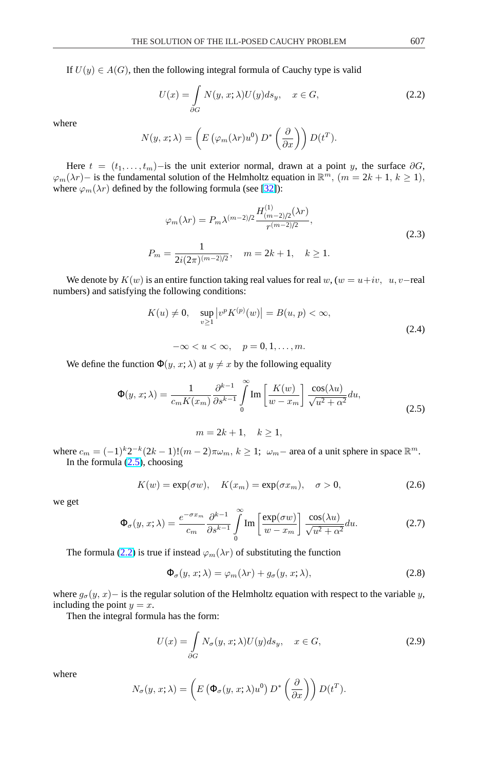If $U(y) \in A(G)$, then the following integral formula of Cauchy type is valid

$$U(x) = \int_{\partial G} N(y, x; \lambda) U(y) ds_y, \quad x \in G, \tag{2.2}$$

where

$$N(y, x; \lambda) = \left( E\left(\varphi_m(\lambda r) u^0\right) D^* \left(\frac{\partial}{\partial x}\right)\right) D(t^T).$$

Here $t = (t_1, \ldots, t_m)$–is the unit exterior normal, drawn at a point $y$, the surface $\partial G$, $\varphi_m(\lambda r)$– is the fundamental solution of the Helmholtz equation in $\mathbb{R}^m$, $(m = 2k+1,\ k \geq 1)$, where $\varphi_m(\lambda r)$ defined by the following formula (see [32]):

$$\begin{gathered} \varphi_m(\lambda r) = P_m \lambda^{(m-2)/2} \frac{H^{(1)}_{(m-2)/2}(\lambda r)}{r^{(m-2)/2}}, \\ P_m = \frac{1}{2i(2\pi)^{(m-2)/2}}, \quad m = 2k+1, \quad k \geq 1. \end{gathered} \tag{2.3}$$

We denote by $K(w)$ is an entire function taking real values for real $w$, ($w = u+iv,\ \ u, v$–real numbers) and satisfying the following conditions:

$$\begin{gathered} K(u) \neq 0, \quad \sup_{v \geq 1} \left| v^p K^{(p)}(w) \right| = B(u, p) < \infty, \\ -\infty < u < \infty, \quad p = 0, 1, \ldots, m. \end{gathered} \tag{2.4}$$

We define the function $\Phi(y, x; \lambda)$ at $y \neq x$ by the following equality

$$\begin{gathered} \Phi(y, x; \lambda) = \frac{1}{c_m K(x_m)} \frac{\partial^{k-1}}{\partial s^{k-1}} \int_0^\infty \operatorname{Im}\left[\frac{K(w)}{w - x_m}\right] \frac{\cos(\lambda u)}{\sqrt{u^2 + \alpha^2}} du, \\ m = 2k+1, \quad k \geq 1, \end{gathered} \tag{2.5}$$

where $c_m = (-1)^k 2^{-k} (2k-1)!(m-2)\pi\omega_m,\ k \geq 1;\ \ \omega_m$– area of a unit sphere in space $\mathbb{R}^m$.

In the formula (2.5), choosing

$$K(w) = \exp(\sigma w), \quad K(x_m) = \exp(\sigma x_m), \quad \sigma > 0, \tag{2.6}$$

we get

$$\Phi_\sigma(y, x; \lambda) = \frac{e^{-\sigma x_m}}{c_m} \frac{\partial^{k-1}}{\partial s^{k-1}} \int_0^\infty \operatorname{Im}\left[\frac{\exp(\sigma w)}{w - x_m}\right] \frac{\cos(\lambda u)}{\sqrt{u^2 + \alpha^2}} du. \tag{2.7}$$

The formula (2.2) is true if instead $\varphi_m(\lambda r)$ of substituting the function

$$\Phi_\sigma(y, x; \lambda) = \varphi_m(\lambda r) + g_\sigma(y, x; \lambda), \tag{2.8}$$

where $g_\sigma(y, x)$– is the regular solution of the Helmholtz equation with respect to the variable $y$, including the point $y = x$.

Then the integral formula has the form:

$$U(x) = \int_{\partial G} N_\sigma(y, x; \lambda) U(y) ds_y, \quad x \in G, \tag{2.9}$$

where

$$N_\sigma(y, x; \lambda) = \left( E\left(\Phi_\sigma(y, x; \lambda) u^0\right) D^* \left(\frac{\partial}{\partial x}\right)\right) D(t^T).$$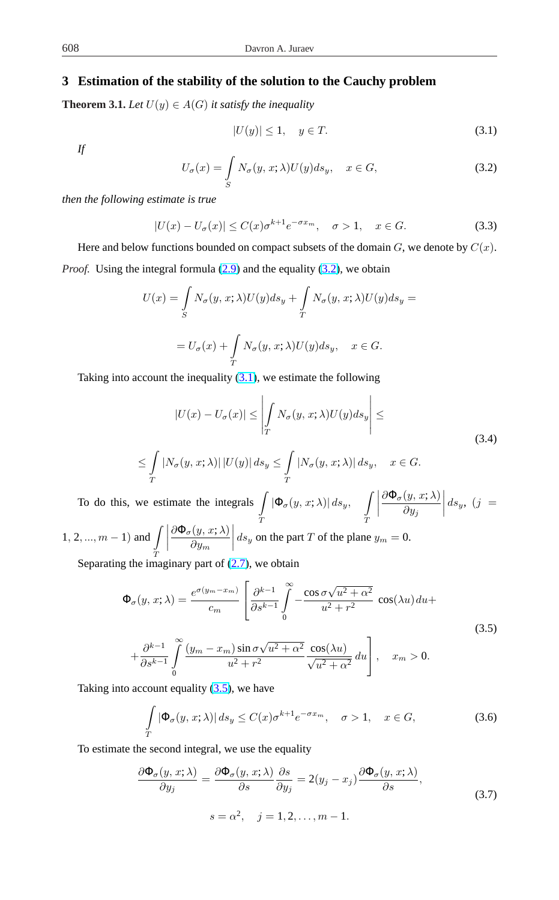## 3 Estimation of the stability of the solution to the Cauchy problem

**Theorem 3.1.** *Let $U(y) \in A(G)$ it satisfy the inequality*

$$|U(y)| \leq 1, \quad y \in T. \tag{3.1}$$

*If*

$$U_\sigma(x) = \int\limits_S N_\sigma(y, x; \lambda) U(y) ds_y, \quad x \in G, \tag{3.2}$$

*then the following estimate is true*

$$|U(x) - U_\sigma(x)| \leq C(x) \sigma^{k+1} e^{-\sigma x_m}, \quad \sigma > 1, \quad x \in G. \tag{3.3}$$

Here and below functions bounded on compact subsets of the domain $G$, we denote by $C(x)$.

*Proof.* Using the integral formula (2.9) and the equality (3.2), we obtain

$$U(x) = \int\limits_S N_\sigma(y, x; \lambda) U(y) ds_y + \int\limits_T N_\sigma(y, x; \lambda) U(y) ds_y =$$

$$= U_\sigma(x) + \int\limits_T N_\sigma(y, x; \lambda) U(y) ds_y, \quad x \in G.$$

Taking into account the inequality (3.1), we estimate the following

$$\begin{gathered} |U(x) - U_\sigma(x)| \leq \left| \int\limits_T N_\sigma(y, x; \lambda) U(y) ds_y \right| \leq \\ \leq \int\limits_T |N_\sigma(y, x; \lambda)| \, |U(y)| \, ds_y \leq \int\limits_T |N_\sigma(y, x; \lambda)| \, ds_y, \quad x \in G. \end{gathered} \tag{3.4}$$

To do this, we estimate the integrals $\int\limits_T |\Phi_\sigma(y, x; \lambda)| \, ds_y$, $\int\limits_T \left| \frac{\partial \Phi_\sigma(y, x; \lambda)}{\partial y_j} \right| ds_y$, $(j = 1, 2, ..., m-1)$ and $\int\limits_T \left| \frac{\partial \Phi_\sigma(y, x; \lambda)}{\partial y_m} \right| ds_y$ on the part $T$ of the plane $y_m = 0$.

Separating the imaginary part of (2.7), we obtain

$$\begin{gathered} \Phi_\sigma(y, x; \lambda) = \frac{e^{\sigma(y_m - x_m)}}{c_m} \left[ \frac{\partial^{k-1}}{\partial s^{k-1}} \int\limits_0^\infty - \frac{\cos \sigma \sqrt{u^2 + \alpha^2}}{u^2 + r^2} \cos(\lambda u) du + \right. \\ \left. + \frac{\partial^{k-1}}{\partial s^{k-1}} \int\limits_0^\infty \frac{(y_m - x_m) \sin \sigma \sqrt{u^2 + \alpha^2}}{u^2 + r^2} \frac{\cos(\lambda u)}{\sqrt{u^2 + \alpha^2}} du \right], \quad x_m > 0. \end{gathered} \tag{3.5}$$

Taking into account equality (3.5), we have

$$\int\limits_T |\Phi_\sigma(y, x; \lambda)| \, ds_y \leq C(x) \sigma^{k+1} e^{-\sigma x_m}, \quad \sigma > 1, \quad x \in G, \tag{3.6}$$

To estimate the second integral, we use the equality

$$\begin{gathered} \frac{\partial \Phi_\sigma(y, x; \lambda)}{\partial y_j} = \frac{\partial \Phi_\sigma(y, x; \lambda)}{\partial s} \frac{\partial s}{\partial y_j} = 2(y_j - x_j) \frac{\partial \Phi_\sigma(y, x; \lambda)}{\partial s}, \\ s = \alpha^2, \quad j = 1, 2, \ldots, m-1. \end{gathered} \tag{3.7}$$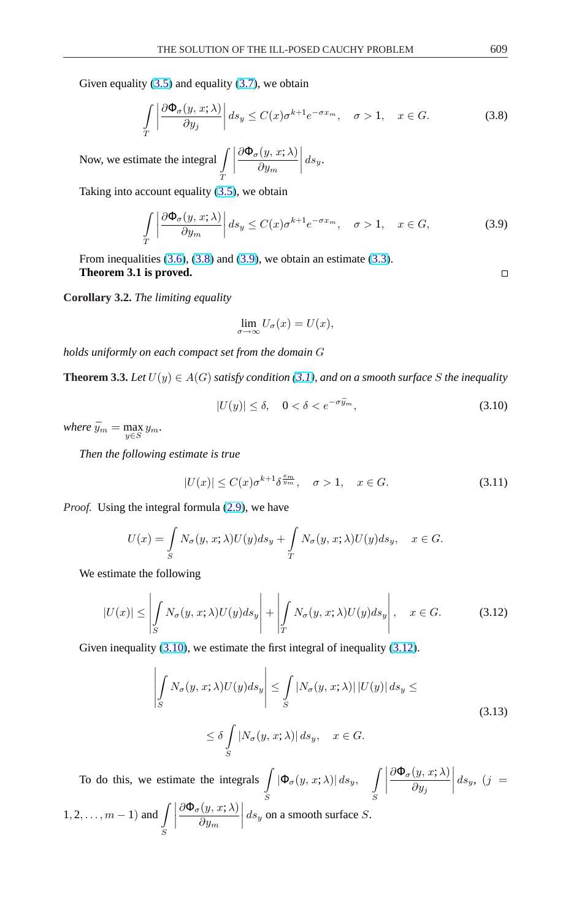Given equality (3.5) and equality (3.7), we obtain

$$\int_T \left| \frac{\partial \Phi_\sigma(y,x;\lambda)}{\partial y_j} \right| ds_y \le C(x)\sigma^{k+1} e^{-\sigma x_m}, \quad \sigma > 1, \quad x \in G. \tag{3.8}$$

Now, we estimate the integral $\int_T \left| \frac{\partial \Phi_\sigma(y,x;\lambda)}{\partial y_m} \right| ds_y$.

Taking into account equality (3.5), we obtain

$$\int_T \left| \frac{\partial \Phi_\sigma(y,x;\lambda)}{\partial y_m} \right| ds_y \le C(x)\sigma^{k+1} e^{-\sigma x_m}, \quad \sigma > 1, \quad x \in G, \tag{3.9}$$

From inequalities (3.6), (3.8) and (3.9), we obtain an estimate (3.3).
**Theorem 3.1 is proved.** □

**Corollary 3.2.** *The limiting equality*

$$\lim_{\sigma \to \infty} U_\sigma(x) = U(x),$$

*holds uniformly on each compact set from the domain $G$*

**Theorem 3.3.** *Let $U(y) \in A(G)$ satisfy condition (3.1), and on a smooth surface $S$ the inequality*

$$|U(y)| \le \delta, \quad 0 < \delta < e^{-\sigma \bar{y}_m}, \tag{3.10}$$

*where $\bar{y}_m = \max_{y \in S} y_m$.*

*Then the following estimate is true*

$$|U(x)| \le C(x)\sigma^{k+1} \delta^{\frac{x_m}{\bar{y}_m}}, \quad \sigma > 1, \quad x \in G. \tag{3.11}$$

*Proof.* Using the integral formula (2.9), we have

$$U(x) = \int_S N_\sigma(y,x;\lambda)U(y)ds_y + \int_T N_\sigma(y,x;\lambda)U(y)ds_y, \quad x \in G.$$

We estimate the following

$$|U(x)| \le \left| \int_S N_\sigma(y,x;\lambda)U(y)ds_y \right| + \left| \int_T N_\sigma(y,x;\lambda)U(y)ds_y \right|, \quad x \in G. \tag{3.12}$$

Given inequality (3.10), we estimate the first integral of inequality (3.12).

$$\begin{aligned} \left| \int_S N_\sigma(y,x;\lambda)U(y)ds_y \right| &\le \int_S |N_\sigma(y,x;\lambda)|\,|U(y)|\,ds_y \le \\ &\le \delta \int_S |N_\sigma(y,x;\lambda)|\,ds_y, \quad x \in G. \end{aligned} \tag{3.13}$$

To do this, we estimate the integrals $\int_S |\Phi_\sigma(y,x;\lambda)|\,ds_y$, $\int_S \left| \frac{\partial \Phi_\sigma(y,x;\lambda)}{\partial y_j} \right| ds_y$, $(j = 1, 2, \ldots, m-1)$ and $\int_S \left| \frac{\partial \Phi_\sigma(y,x;\lambda)}{\partial y_m} \right| ds_y$ on a smooth surface $S$.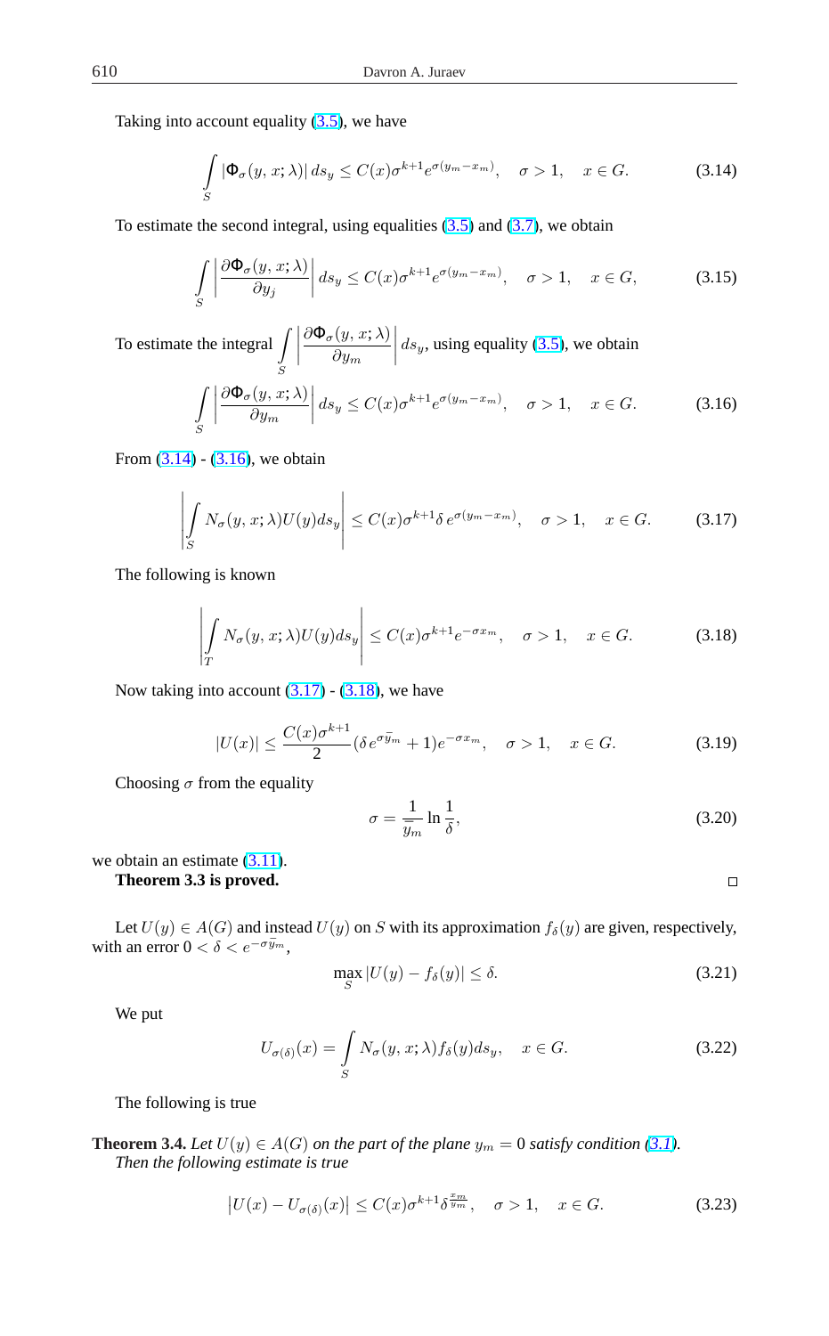Taking into account equality (3.5), we have

$$\int_S |\Phi_\sigma(y,x;\lambda)|\, ds_y \le C(x)\sigma^{k+1} e^{\sigma(y_m - x_m)}, \quad \sigma > 1, \quad x \in G. \tag{3.14}$$

To estimate the second integral, using equalities (3.5) and (3.7), we obtain

$$\int_S \left| \frac{\partial \Phi_\sigma(y,x;\lambda)}{\partial y_j} \right| ds_y \le C(x)\sigma^{k+1} e^{\sigma(y_m - x_m)}, \quad \sigma > 1, \quad x \in G, \tag{3.15}$$

To estimate the integral $\int_S \left| \frac{\partial \Phi_\sigma(y,x;\lambda)}{\partial y_m} \right| ds_y$, using equality (3.5), we obtain

$$\int_S \left| \frac{\partial \Phi_\sigma(y,x;\lambda)}{\partial y_m} \right| ds_y \le C(x)\sigma^{k+1} e^{\sigma(y_m - x_m)}, \quad \sigma > 1, \quad x \in G. \tag{3.16}$$

From (3.14) - (3.16), we obtain

$$\left| \int_S N_\sigma(y,x;\lambda) U(y) ds_y \right| \le C(x)\sigma^{k+1} \delta\, e^{\sigma(y_m - x_m)}, \quad \sigma > 1, \quad x \in G. \tag{3.17}$$

The following is known

$$\left| \int_T N_\sigma(y,x;\lambda) U(y) ds_y \right| \le C(x)\sigma^{k+1} e^{-\sigma x_m}, \quad \sigma > 1, \quad x \in G. \tag{3.18}$$

Now taking into account (3.17) - (3.18), we have

$$|U(x)| \le \frac{C(x)\sigma^{k+1}}{2} (\delta\, e^{\sigma \bar{y}_m} + 1) e^{-\sigma x_m}, \quad \sigma > 1, \quad x \in G. \tag{3.19}$$

Choosing $\sigma$ from the equality

$$\sigma = \frac{1}{\bar{y}_m} \ln \frac{1}{\delta}, \tag{3.20}$$

we obtain an estimate (3.11).

**Theorem 3.3 is proved.** □

Let $U(y) \in A(G)$ and instead $U(y)$ on $S$ with its approximation $f_\delta(y)$ are given, respectively, with an error $0 < \delta < e^{-\sigma \bar{y}_m}$,

$$\max_S |U(y) - f_\delta(y)| \le \delta. \tag{3.21}$$

We put

$$U_{\sigma(\delta)}(x) = \int_S N_\sigma(y,x;\lambda) f_\delta(y) ds_y, \quad x \in G. \tag{3.22}$$

The following is true

**Theorem 3.4.** *Let $U(y) \in A(G)$ on the part of the plane $y_m = 0$ satisfy condition (3.1). Then the following estimate is true*

$$\left| U(x) - U_{\sigma(\delta)}(x) \right| \le C(x)\sigma^{k+1} \delta^{\frac{x_m}{\bar{y}_m}}, \quad \sigma > 1, \quad x \in G. \tag{3.23}$$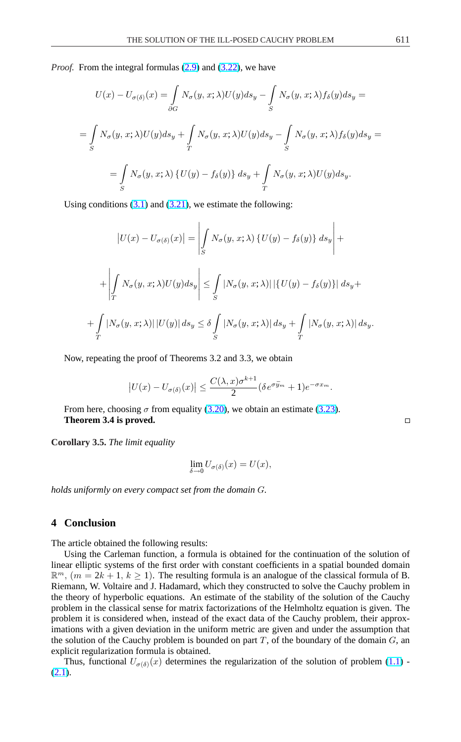*Proof.* From the integral formulas (2.9) and (3.22), we have

$$U(x) - U_{\sigma(\delta)}(x) = \int\limits_{\partial G} N_\sigma(y,x;\lambda)U(y)ds_y - \int\limits_{S} N_\sigma(y,x;\lambda)f_\delta(y)ds_y =$$

$$= \int\limits_{S} N_\sigma(y,x;\lambda)U(y)ds_y + \int\limits_{T} N_\sigma(y,x;\lambda)U(y)ds_y - \int\limits_{S} N_\sigma(y,x;\lambda)f_\delta(y)ds_y =$$

$$= \int\limits_{S} N_\sigma(y,x;\lambda)\left\{U(y) - f_\delta(y)\right\}ds_y + \int\limits_{T} N_\sigma(y,x;\lambda)U(y)ds_y.$$

Using conditions (3.1) and (3.21), we estimate the following:

$$\left|U(x) - U_{\sigma(\delta)}(x)\right| = \left|\int\limits_{S} N_\sigma(y,x;\lambda)\left\{U(y) - f_\delta(y)\right\}ds_y\right| +$$

$$+\left|\int\limits_{T} N_\sigma(y,x;\lambda)U(y)ds_y\right| \le \int\limits_{S} \left|N_\sigma(y,x;\lambda)\right|\left|\left\{U(y) - f_\delta(y)\right\}\right|ds_y +$$

$$+\int\limits_{T} \left|N_\sigma(y,x;\lambda)\right|\left|U(y)\right|ds_y \le \delta\int\limits_{S} \left|N_\sigma(y,x;\lambda)\right|ds_y + \int\limits_{T} \left|N_\sigma(y,x;\lambda)\right|ds_y.$$

Now, repeating the proof of Theorems 3.2 and 3.3, we obtain

$$\left|U(x) - U_{\sigma(\delta)}(x)\right| \le \frac{C(\lambda,x)\sigma^{k+1}}{2}(\delta e^{\sigma\bar{y}_m} + 1)e^{-\sigma x_m}.$$

From here, choosing $\sigma$ from equality (3.20), we obtain an estimate (3.23).
**Theorem 3.4 is proved.** □

**Corollary 3.5.** *The limit equality*

$$\lim_{\delta\to 0} U_{\sigma(\delta)}(x) = U(x),$$

*holds uniformly on every compact set from the domain $G$.*

## 4 Conclusion

The article obtained the following results:

Using the Carleman function, a formula is obtained for the continuation of the solution of linear elliptic systems of the first order with constant coefficients in a spatial bounded domain $\mathbb{R}^m$, $(m = 2k+1,\ k \ge 1)$. The resulting formula is an analogue of the classical formula of B. Riemann, W. Voltaire and J. Hadamard, which they constructed to solve the Cauchy problem in the theory of hyperbolic equations. An estimate of the stability of the solution of the Cauchy problem in the classical sense for matrix factorizations of the Helmholtz equation is given. The problem it is considered when, instead of the exact data of the Cauchy problem, their approximations with a given deviation in the uniform metric are given and under the assumption that the solution of the Cauchy problem is bounded on part $T$, of the boundary of the domain $G$, an explicit regularization formula is obtained.

Thus, functional $U_{\sigma(\delta)}(x)$ determines the regularization of the solution of problem (1.1) - (2.1).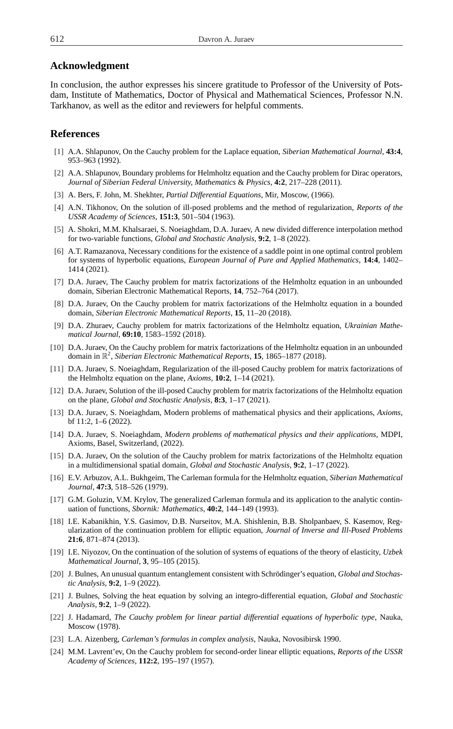## Acknowledgment

In conclusion, the author expresses his sincere gratitude to Professor of the University of Potsdam, Institute of Mathematics, Doctor of Physical and Mathematical Sciences, Professor N.N. Tarkhanov, as well as the editor and reviewers for helpful comments.

## References

[1] A.A. Shlapunov, On the Cauchy problem for the Laplace equation, *Siberian Mathematical Journal*, **43:4**, 953–963 (1992).

[2] A.A. Shlapunov, Boundary problems for Helmholtz equation and the Cauchy problem for Dirac operators, *Journal of Siberian Federal University, Mathematics* & *Physics*, **4:2**, 217–228 (2011).

[3] A. Bers, F. John, M. Shekhter, *Partial Differential Equations*, Mir, Moscow, (1966).

[4] A.N. Tikhonov, On the solution of ill-posed problems and the method of regularization, *Reports of the USSR Academy of Sciences*, **151:3**, 501–504 (1963).

[5] A. Shokri, M.M. Khalsaraei, S. Noeiaghdam, D.A. Juraev, A new divided difference interpolation method for two-variable functions, *Global and Stochastic Analysis*, **9:2**, 1–8 (2022).

[6] A.T. Ramazanova, Necessary conditions for the existence of a saddle point in one optimal control problem for systems of hyperbolic equations, *European Journal of Pure and Applied Mathematics*, **14:4**, 1402–1414 (2021).

[7] D.A. Juraev, The Cauchy problem for matrix factorizations of the Helmholtz equation in an unbounded domain, Siberian Electronic Mathematical Reports, **14**, 752–764 (2017).

[8] D.A. Juraev, On the Cauchy problem for matrix factorizations of the Helmholtz equation in a bounded domain, *Siberian Electronic Mathematical Reports*, **15**, 11–20 (2018).

[9] D.A. Zhuraev, Cauchy problem for matrix factorizations of the Helmholtz equation, *Ukrainian Mathematical Journal*, **69:10**, 1583–1592 (2018).

[10] D.A. Juraev, On the Cauchy problem for matrix factorizations of the Helmholtz equation in an unbounded domain in $\mathbb{R}^2$, *Siberian Electronic Mathematical Reports*, **15**, 1865–1877 (2018).

[11] D.A. Juraev, S. Noeiaghdam, Regularization of the ill-posed Cauchy problem for matrix factorizations of the Helmholtz equation on the plane, *Axioms*, **10:2**, 1–14 (2021).

[12] D.A. Juraev, Solution of the ill-posed Cauchy problem for matrix factorizations of the Helmholtz equation on the plane, *Global and Stochastic Analysis*, **8:3**, 1–17 (2021).

[13] D.A. Juraev, S. Noeiaghdam, Modern problems of mathematical physics and their applications, *Axioms*, bf 11:2, 1–6 (2022).

[14] D.A. Juraev, S. Noeiaghdam, *Modern problems of mathematical physics and their applications*, MDPI, Axioms, Basel, Switzerland, (2022).

[15] D.A. Juraev, On the solution of the Cauchy problem for matrix factorizations of the Helmholtz equation in a multidimensional spatial domain, *Global and Stochastic Analysis*, **9:2**, 1–17 (2022).

[16] E.V. Arbuzov, A.L. Bukhgeim, The Carleman formula for the Helmholtz equation, *Siberian Mathematical Journal*, **47:3**, 518–526 (1979).

[17] G.M. Goluzin, V.M. Krylov, The generalized Carleman formula and its application to the analytic continuation of functions, *Sbornik: Mathematics*, **40:2**, 144–149 (1993).

[18] I.E. Kabanikhin, Y.S. Gasimov, D.B. Nurseitov, M.A. Shishlenin, B.B. Sholpanbaev, S. Kasemov, Regularization of the continuation problem for elliptic equation, *Journal of Inverse and Ill-Posed Problems* **21:6**, 871–874 (2013).

[19] I.E. Niyozov, On the continuation of the solution of systems of equations of the theory of elasticity, *Uzbek Mathematical Journal*, **3**, 95–105 (2015).

[20] J. Bulnes, An unusual quantum entanglement consistent with Schrödinger's equation, *Global and Stochastic Analysis*, **9:2**, 1–9 (2022).

[21] J. Bulnes, Solving the heat equation by solving an integro-differential equation, *Global and Stochastic Analysis*, **9:2**, 1–9 (2022).

[22] J. Hadamard, *The Cauchy problem for linear partial differential equations of hyperbolic type*, Nauka, Moscow (1978).

[23] L.A. Aizenberg, *Carleman's formulas in complex analysis*, Nauka, Novosibirsk 1990.

[24] M.M. Lavrent'ev, On the Cauchy problem for second-order linear elliptic equations, *Reports of the USSR Academy of Sciences*, **112:2**, 195–197 (1957).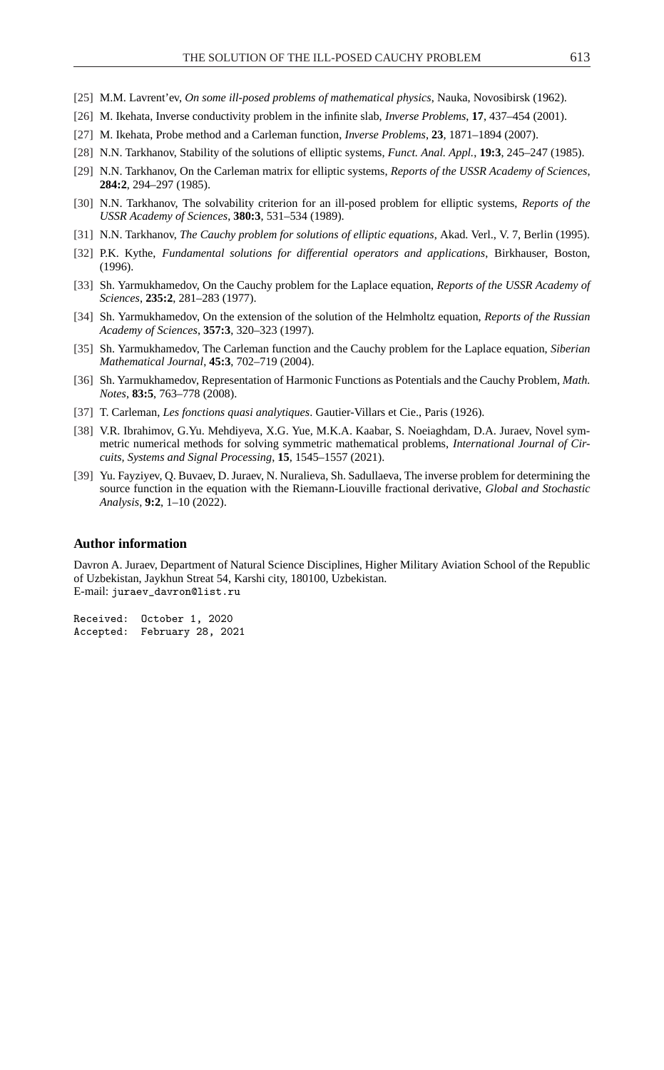[25] M.M. Lavrent'ev, *On some ill-posed problems of mathematical physics*, Nauka, Novosibirsk (1962).

[26] M. Ikehata, Inverse conductivity problem in the infinite slab, *Inverse Problems*, **17**, 437–454 (2001).

[27] M. Ikehata, Probe method and a Carleman function, *Inverse Problems*, **23**, 1871–1894 (2007).

[28] N.N. Tarkhanov, Stability of the solutions of elliptic systems, *Funct. Anal. Appl.*, **19:3**, 245–247 (1985).

[29] N.N. Tarkhanov, On the Carleman matrix for elliptic systems, *Reports of the USSR Academy of Sciences*, **284:2**, 294–297 (1985).

[30] N.N. Tarkhanov, The solvability criterion for an ill-posed problem for elliptic systems, *Reports of the USSR Academy of Sciences*, **380:3**, 531–534 (1989).

[31] N.N. Tarkhanov, *The Cauchy problem for solutions of elliptic equations*, Akad. Verl., V. 7, Berlin (1995).

[32] P.K. Kythe, *Fundamental solutions for differential operators and applications*, Birkhauser, Boston, (1996).

[33] Sh. Yarmukhamedov, On the Cauchy problem for the Laplace equation, *Reports of the USSR Academy of Sciences*, **235:2**, 281–283 (1977).

[34] Sh. Yarmukhamedov, On the extension of the solution of the Helmholtz equation, *Reports of the Russian Academy of Sciences*, **357:3**, 320–323 (1997).

[35] Sh. Yarmukhamedov, The Carleman function and the Cauchy problem for the Laplace equation, *Siberian Mathematical Journal*, **45:3**, 702–719 (2004).

[36] Sh. Yarmukhamedov, Representation of Harmonic Functions as Potentials and the Cauchy Problem, *Math. Notes*, **83:5**, 763–778 (2008).

[37] T. Carleman, *Les fonctions quasi analytiques*. Gautier-Villars et Cie., Paris (1926).

[38] V.R. Ibrahimov, G.Yu. Mehdiyeva, X.G. Yue, M.K.A. Kaabar, S. Noeiaghdam, D.A. Juraev, Novel symmetric numerical methods for solving symmetric mathematical problems, *International Journal of Circuits, Systems and Signal Processing*, **15**, 1545–1557 (2021).

[39] Yu. Fayziyev, Q. Buvaev, D. Juraev, N. Nuralieva, Sh. Sadullaeva, The inverse problem for determining the source function in the equation with the Riemann-Liouville fractional derivative, *Global and Stochastic Analysis*, **9:2**, 1–10 (2022).

## Author information

Davron A. Juraev, Department of Natural Science Disciplines, Higher Military Aviation School of the Republic of Uzbekistan, Jaykhun Streat 54, Karshi city, 180100, Uzbekistan.
E-mail: juraev_davron@list.ru

Received: October 1, 2020
Accepted: February 28, 2021